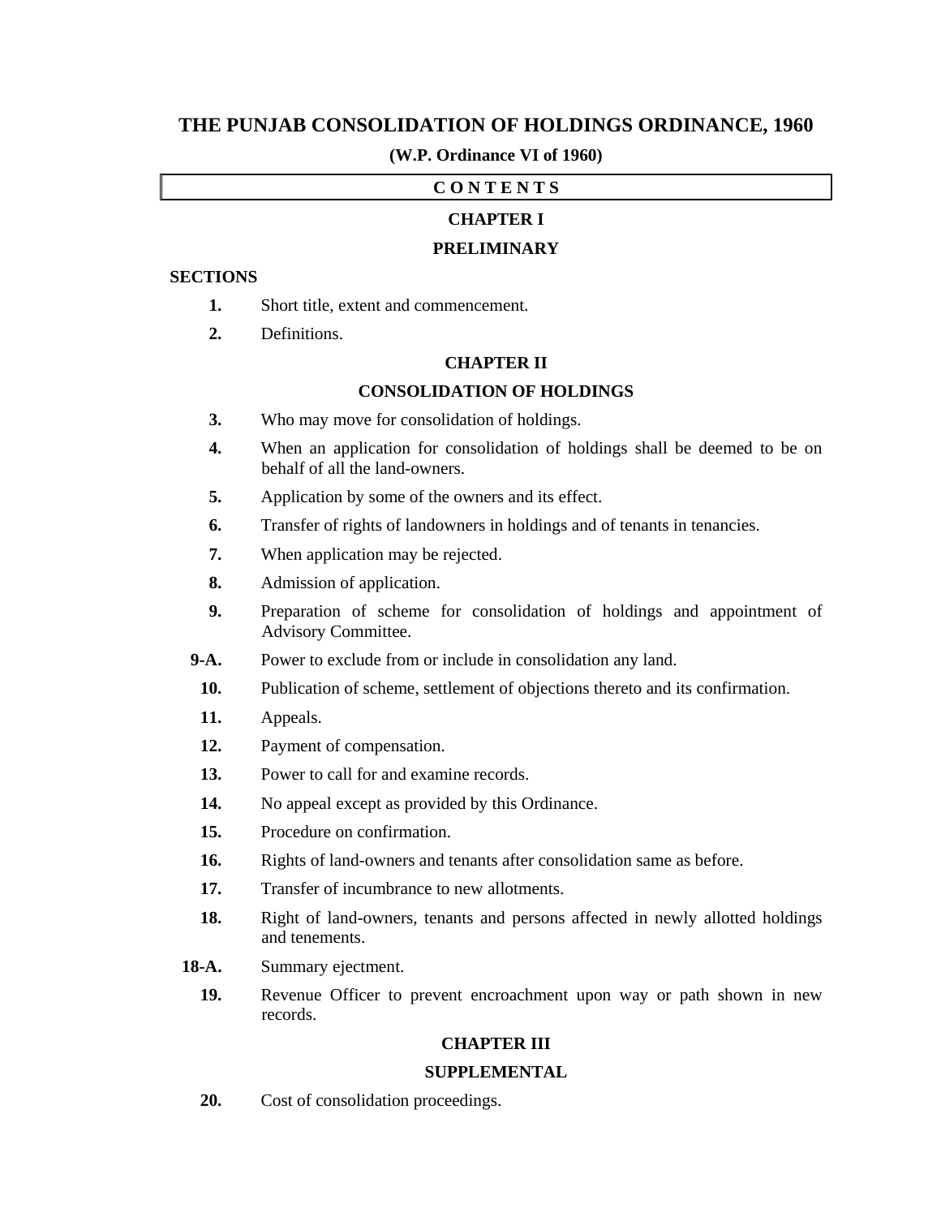# THE PUNJAB CONSOLIDATION OF HOLDINGS ORDINANCE, 1960

**(W.P. Ordinance VI of 1960)**

**C O N T E N T S**

## CHAPTER I

## PRELIMINARY

**SECTIONS**

**1.** Short title, extent and commencement.

**2.** Definitions.

## CHAPTER II

## CONSOLIDATION OF HOLDINGS

**3.** Who may move for consolidation of holdings.

**4.** When an application for consolidation of holdings shall be deemed to be on behalf of all the land-owners.

**5.** Application by some of the owners and its effect.

**6.** Transfer of rights of landowners in holdings and of tenants in tenancies.

**7.** When application may be rejected.

**8.** Admission of application.

**9.** Preparation of scheme for consolidation of holdings and appointment of Advisory Committee.

**9-A.** Power to exclude from or include in consolidation any land.

**10.** Publication of scheme, settlement of objections thereto and its confirmation.

**11.** Appeals.

**12.** Payment of compensation.

**13.** Power to call for and examine records.

**14.** No appeal except as provided by this Ordinance.

**15.** Procedure on confirmation.

**16.** Rights of land-owners and tenants after consolidation same as before.

**17.** Transfer of incumbrance to new allotments.

**18.** Right of land-owners, tenants and persons affected in newly allotted holdings and tenements.

**18-A.** Summary ejectment.

**19.** Revenue Officer to prevent encroachment upon way or path shown in new records.

## CHAPTER III

## SUPPLEMENTAL

**20.** Cost of consolidation proceedings.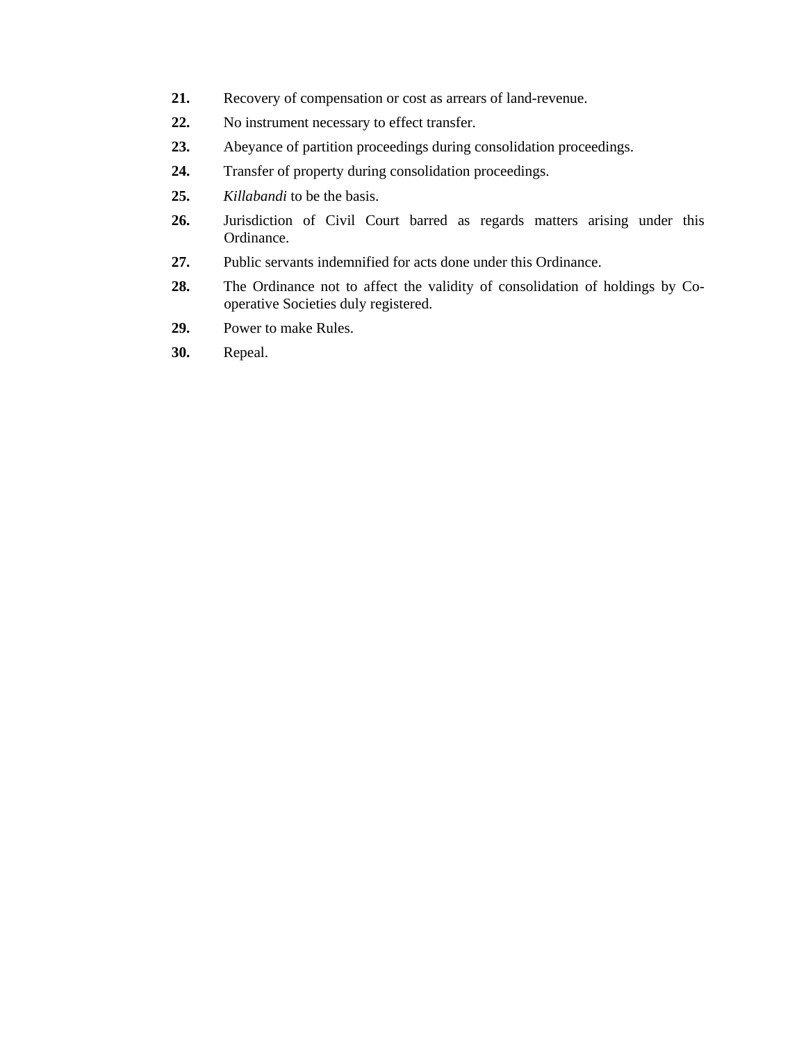**21.** Recovery of compensation or cost as arrears of land-revenue.

**22.** No instrument necessary to effect transfer.

**23.** Abeyance of partition proceedings during consolidation proceedings.

**24.** Transfer of property during consolidation proceedings.

**25.** *Killabandi* to be the basis.

**26.** Jurisdiction of Civil Court barred as regards matters arising under this Ordinance.

**27.** Public servants indemnified for acts done under this Ordinance.

**28.** The Ordinance not to affect the validity of consolidation of holdings by Co-operative Societies duly registered.

**29.** Power to make Rules.

**30.** Repeal.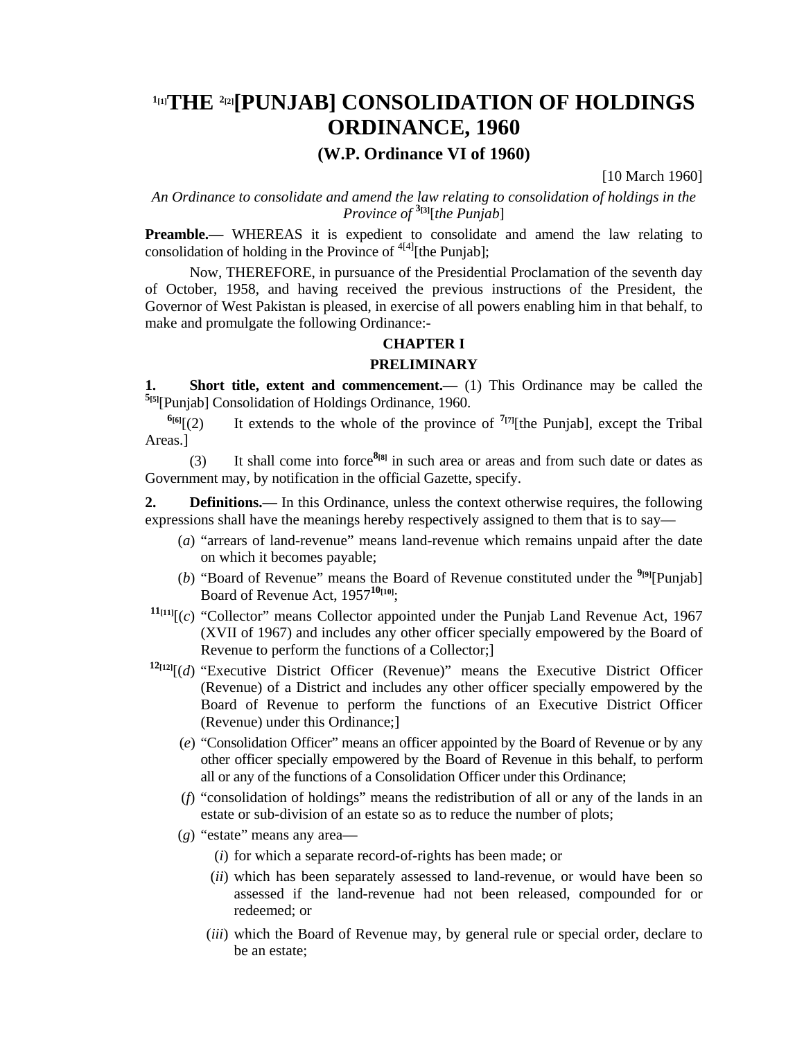# [1][1]THE [2][2][PUNJAB] CONSOLIDATION OF HOLDINGS ORDINANCE, 1960

## (W.P. Ordinance VI of 1960)

[10 March 1960]

*An Ordinance to consolidate and amend the law relating to consolidation of holdings in the Province of [3][3][the Punjab]*

**Preamble.—** WHEREAS it is expedient to consolidate and amend the law relating to consolidation of holding in the Province of [4][4][the Punjab];

Now, THEREFORE, in pursuance of the Presidential Proclamation of the seventh day of October, 1958, and having received the previous instructions of the President, the Governor of West Pakistan is pleased, in exercise of all powers enabling him in that behalf, to make and promulgate the following Ordinance:-

### CHAPTER I

### PRELIMINARY

**1. Short title, extent and commencement.—** (1) This Ordinance may be called the [5][5][Punjab] Consolidation of Holdings Ordinance, 1960.

[6][6][(2) It extends to the whole of the province of [7][7][the Punjab], except the Tribal Areas.]

(3) It shall come into force[8][8] in such area or areas and from such date or dates as Government may, by notification in the official Gazette, specify.

**2. Definitions.—** In this Ordinance, unless the context otherwise requires, the following expressions shall have the meanings hereby respectively assigned to them that is to say—

(*a*) "arrears of land-revenue" means land-revenue which remains unpaid after the date on which it becomes payable;

(*b*) "Board of Revenue" means the Board of Revenue constituted under the [9][9][Punjab] Board of Revenue Act, 1957[10][10];

[11][11][(*c*) "Collector" means Collector appointed under the Punjab Land Revenue Act, 1967 (XVII of 1967) and includes any other officer specially empowered by the Board of Revenue to perform the functions of a Collector;]

[12][12][(*d*) "Executive District Officer (Revenue)" means the Executive District Officer (Revenue) of a District and includes any other officer specially empowered by the Board of Revenue to perform the functions of an Executive District Officer (Revenue) under this Ordinance;]

(*e*) "Consolidation Officer" means an officer appointed by the Board of Revenue or by any other officer specially empowered by the Board of Revenue in this behalf, to perform all or any of the functions of a Consolidation Officer under this Ordinance;

(*f*) "consolidation of holdings" means the redistribution of all or any of the lands in an estate or sub-division of an estate so as to reduce the number of plots;

(*g*) "estate" means any area—

(*i*) for which a separate record-of-rights has been made; or

(*ii*) which has been separately assessed to land-revenue, or would have been so assessed if the land-revenue had not been released, compounded for or redeemed; or

(*iii*) which the Board of Revenue may, by general rule or special order, declare to be an estate;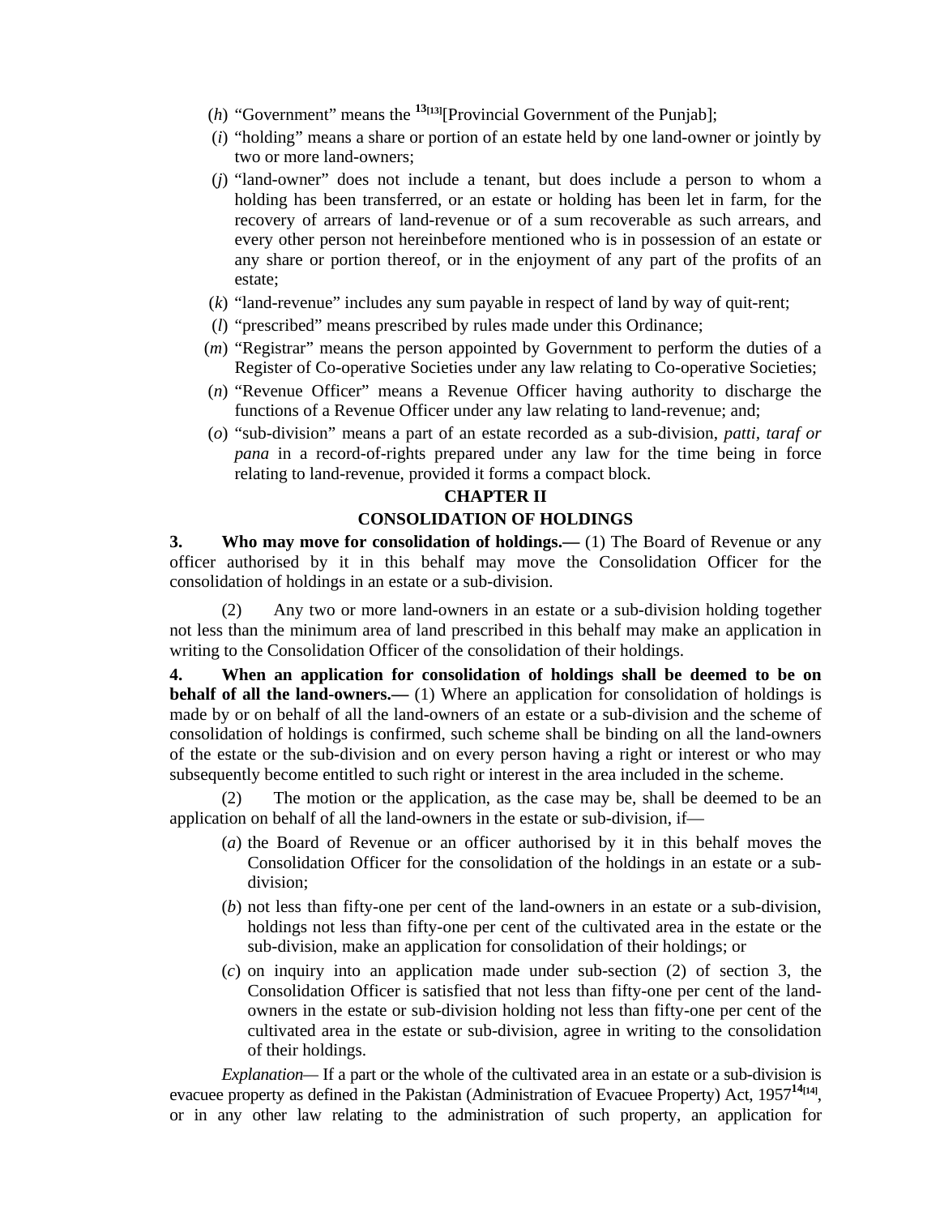(*h*) "Government" means the [13][13][Provincial Government of the Punjab];

(*i*) "holding" means a share or portion of an estate held by one land-owner or jointly by two or more land-owners;

(*j*) "land-owner" does not include a tenant, but does include a person to whom a holding has been transferred, or an estate or holding has been let in farm, for the recovery of arrears of land-revenue or of a sum recoverable as such arrears, and every other person not hereinbefore mentioned who is in possession of an estate or any share or portion thereof, or in the enjoyment of any part of the profits of an estate;

(*k*) "land-revenue" includes any sum payable in respect of land by way of quit-rent;

(*l*) "prescribed" means prescribed by rules made under this Ordinance;

(*m*) "Registrar" means the person appointed by Government to perform the duties of a Register of Co-operative Societies under any law relating to Co-operative Societies;

(*n*) "Revenue Officer" means a Revenue Officer having authority to discharge the functions of a Revenue Officer under any law relating to land-revenue; and;

(*o*) "sub-division" means a part of an estate recorded as a sub-division, *patti, taraf or pana* in a record-of-rights prepared under any law for the time being in force relating to land-revenue, provided it forms a compact block.

## CHAPTER II

## CONSOLIDATION OF HOLDINGS

**3. Who may move for consolidation of holdings.—** (1) The Board of Revenue or any officer authorised by it in this behalf may move the Consolidation Officer for the consolidation of holdings in an estate or a sub-division.

(2) Any two or more land-owners in an estate or a sub-division holding together not less than the minimum area of land prescribed in this behalf may make an application in writing to the Consolidation Officer of the consolidation of their holdings.

**4. When an application for consolidation of holdings shall be deemed to be on behalf of all the land-owners.—** (1) Where an application for consolidation of holdings is made by or on behalf of all the land-owners of an estate or a sub-division and the scheme of consolidation of holdings is confirmed, such scheme shall be binding on all the land-owners of the estate or the sub-division and on every person having a right or interest or who may subsequently become entitled to such right or interest in the area included in the scheme.

(2) The motion or the application, as the case may be, shall be deemed to be an application on behalf of all the land-owners in the estate or sub-division, if—

(*a*) the Board of Revenue or an officer authorised by it in this behalf moves the Consolidation Officer for the consolidation of the holdings in an estate or a sub-division;

(*b*) not less than fifty-one per cent of the land-owners in an estate or a sub-division, holdings not less than fifty-one per cent of the cultivated area in the estate or the sub-division, make an application for consolidation of their holdings; or

(*c*) on inquiry into an application made under sub-section (2) of section 3, the Consolidation Officer is satisfied that not less than fifty-one per cent of the land-owners in the estate or sub-division holding not less than fifty-one per cent of the cultivated area in the estate or sub-division, agree in writing to the consolidation of their holdings.

*Explanation*— If a part or the whole of the cultivated area in an estate or a sub-division is evacuee property as defined in the Pakistan (Administration of Evacuee Property) Act, 1957[14][14], or in any other law relating to the administration of such property, an application for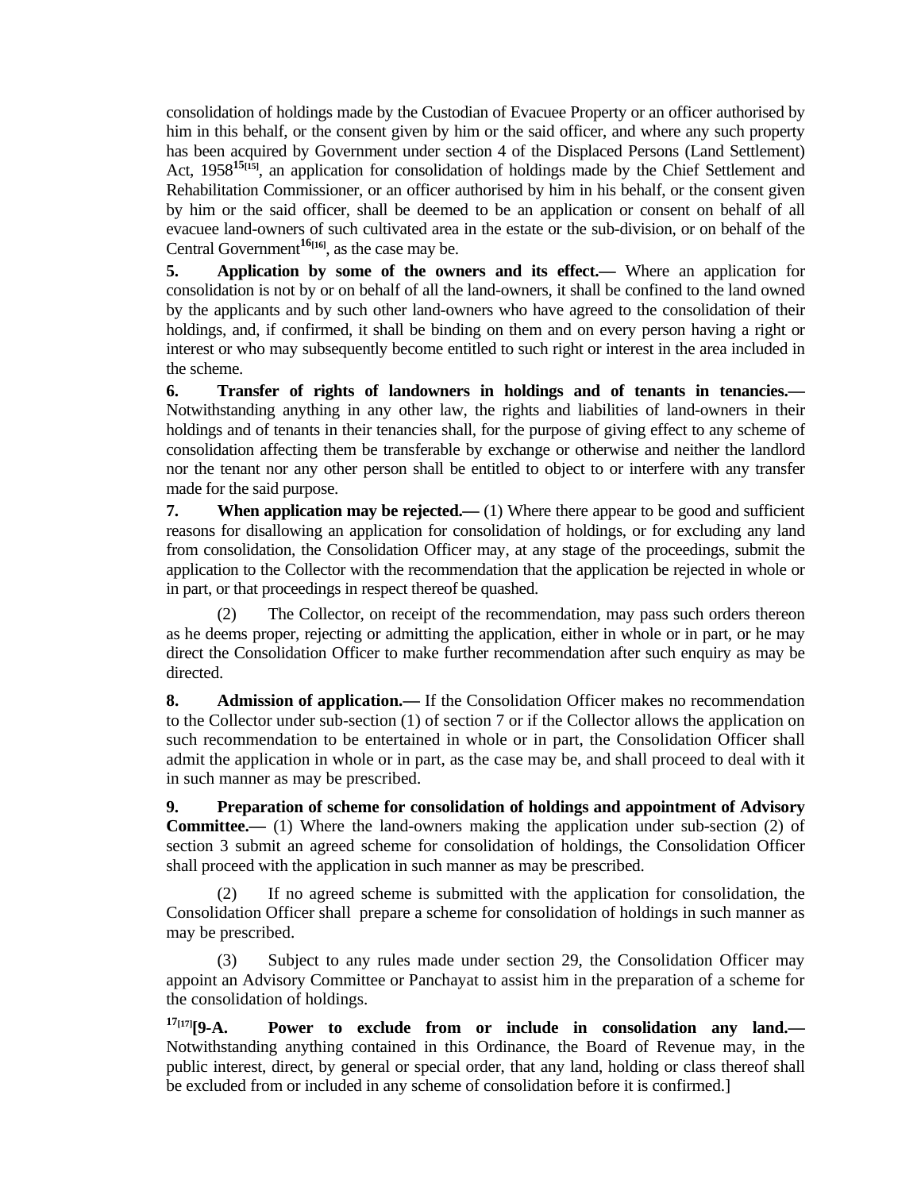consolidation of holdings made by the Custodian of Evacuee Property or an officer authorised by him in this behalf, or the consent given by him or the said officer, and where any such property has been acquired by Government under section 4 of the Displaced Persons (Land Settlement) Act, 1958[15][15], an application for consolidation of holdings made by the Chief Settlement and Rehabilitation Commissioner, or an officer authorised by him in his behalf, or the consent given by him or the said officer, shall be deemed to be an application or consent on behalf of all evacuee land-owners of such cultivated area in the estate or the sub-division, or on behalf of the Central Government[16][16], as the case may be.

**5. Application by some of the owners and its effect.—** Where an application for consolidation is not by or on behalf of all the land-owners, it shall be confined to the land owned by the applicants and by such other land-owners who have agreed to the consolidation of their holdings, and, if confirmed, it shall be binding on them and on every person having a right or interest or who may subsequently become entitled to such right or interest in the area included in the scheme.

**6. Transfer of rights of landowners in holdings and of tenants in tenancies.—** Notwithstanding anything in any other law, the rights and liabilities of land-owners in their holdings and of tenants in their tenancies shall, for the purpose of giving effect to any scheme of consolidation affecting them be transferable by exchange or otherwise and neither the landlord nor the tenant nor any other person shall be entitled to object to or interfere with any transfer made for the said purpose.

**7. When application may be rejected.—** (1) Where there appear to be good and sufficient reasons for disallowing an application for consolidation of holdings, or for excluding any land from consolidation, the Consolidation Officer may, at any stage of the proceedings, submit the application to the Collector with the recommendation that the application be rejected in whole or in part, or that proceedings in respect thereof be quashed.

(2) The Collector, on receipt of the recommendation, may pass such orders thereon as he deems proper, rejecting or admitting the application, either in whole or in part, or he may direct the Consolidation Officer to make further recommendation after such enquiry as may be directed.

**8. Admission of application.—** If the Consolidation Officer makes no recommendation to the Collector under sub-section (1) of section 7 or if the Collector allows the application on such recommendation to be entertained in whole or in part, the Consolidation Officer shall admit the application in whole or in part, as the case may be, and shall proceed to deal with it in such manner as may be prescribed.

**9. Preparation of scheme for consolidation of holdings and appointment of Advisory Committee.—** (1) Where the land-owners making the application under sub-section (2) of section 3 submit an agreed scheme for consolidation of holdings, the Consolidation Officer shall proceed with the application in such manner as may be prescribed.

(2) If no agreed scheme is submitted with the application for consolidation, the Consolidation Officer shall prepare a scheme for consolidation of holdings in such manner as may be prescribed.

(3) Subject to any rules made under section 29, the Consolidation Officer may appoint an Advisory Committee or Panchayat to assist him in the preparation of a scheme for the consolidation of holdings.

[17][17]**[9-A. Power to exclude from or include in consolidation any land.—** Notwithstanding anything contained in this Ordinance, the Board of Revenue may, in the public interest, direct, by general or special order, that any land, holding or class thereof shall be excluded from or included in any scheme of consolidation before it is confirmed.]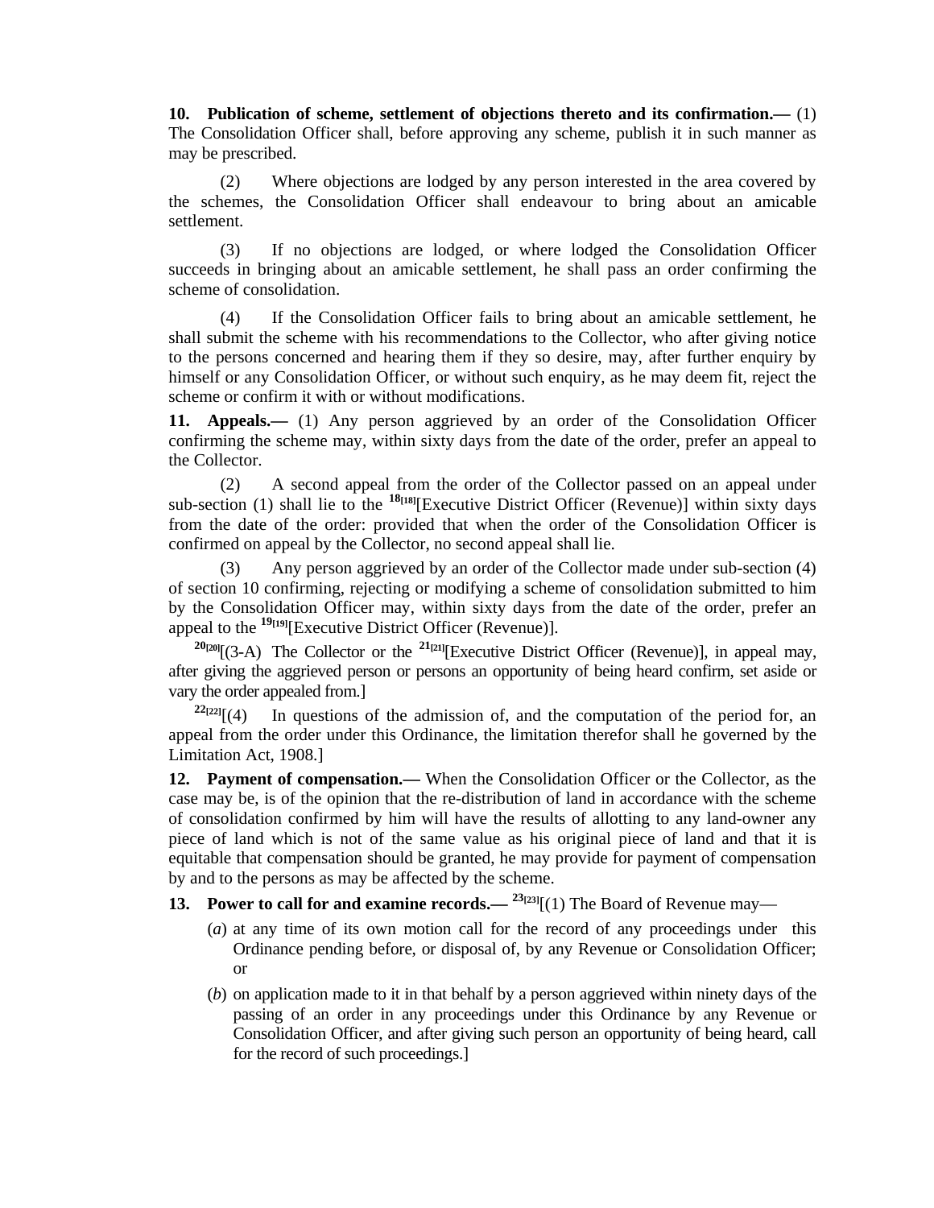**10. Publication of scheme, settlement of objections thereto and its confirmation.—** (1) The Consolidation Officer shall, before approving any scheme, publish it in such manner as may be prescribed.

(2) Where objections are lodged by any person interested in the area covered by the schemes, the Consolidation Officer shall endeavour to bring about an amicable settlement.

(3) If no objections are lodged, or where lodged the Consolidation Officer succeeds in bringing about an amicable settlement, he shall pass an order confirming the scheme of consolidation.

(4) If the Consolidation Officer fails to bring about an amicable settlement, he shall submit the scheme with his recommendations to the Collector, who after giving notice to the persons concerned and hearing them if they so desire, may, after further enquiry by himself or any Consolidation Officer, or without such enquiry, as he may deem fit, reject the scheme or confirm it with or without modifications.

**11. Appeals.—** (1) Any person aggrieved by an order of the Consolidation Officer confirming the scheme may, within sixty days from the date of the order, prefer an appeal to the Collector.

(2) A second appeal from the order of the Collector passed on an appeal under sub-section (1) shall lie to the [18][Executive District Officer (Revenue)] within sixty days from the date of the order: provided that when the order of the Consolidation Officer is confirmed on appeal by the Collector, no second appeal shall lie.

(3) Any person aggrieved by an order of the Collector made under sub-section (4) of section 10 confirming, rejecting or modifying a scheme of consolidation submitted to him by the Consolidation Officer may, within sixty days from the date of the order, prefer an appeal to the [19][Executive District Officer (Revenue)].

[20][(3-A) The Collector or the [21][Executive District Officer (Revenue)], in appeal may, after giving the aggrieved person or persons an opportunity of being heard confirm, set aside or vary the order appealed from.]

[22][(4) In questions of the admission of, and the computation of the period for, an appeal from the order under this Ordinance, the limitation therefor shall he governed by the Limitation Act, 1908.]

**12. Payment of compensation.—** When the Consolidation Officer or the Collector, as the case may be, is of the opinion that the re-distribution of land in accordance with the scheme of consolidation confirmed by him will have the results of allotting to any land-owner any piece of land which is not of the same value as his original piece of land and that it is equitable that compensation should be granted, he may provide for payment of compensation by and to the persons as may be affected by the scheme.

**13. Power to call for and examine records.—** [23][(1) The Board of Revenue may—

(*a*) at any time of its own motion call for the record of any proceedings under this Ordinance pending before, or disposal of, by any Revenue or Consolidation Officer; or

(*b*) on application made to it in that behalf by a person aggrieved within ninety days of the passing of an order in any proceedings under this Ordinance by any Revenue or Consolidation Officer, and after giving such person an opportunity of being heard, call for the record of such proceedings.]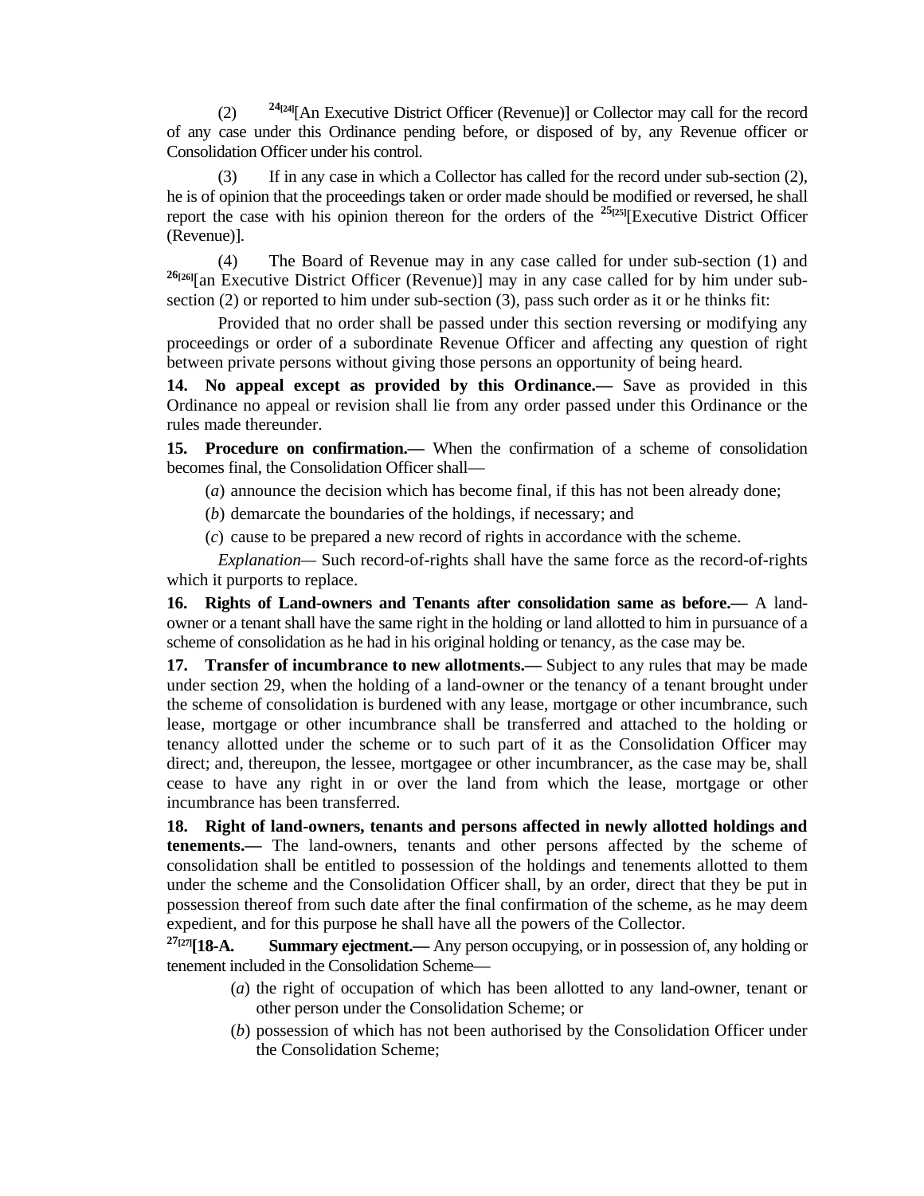(2) [24][24][An Executive District Officer (Revenue)] or Collector may call for the record of any case under this Ordinance pending before, or disposed of by, any Revenue officer or Consolidation Officer under his control.

(3) If in any case in which a Collector has called for the record under sub-section (2), he is of opinion that the proceedings taken or order made should be modified or reversed, he shall report the case with his opinion thereon for the orders of the [25][25][Executive District Officer (Revenue)].

(4) The Board of Revenue may in any case called for under sub-section (1) and [26][26][an Executive District Officer (Revenue)] may in any case called for by him under sub-section (2) or reported to him under sub-section (3), pass such order as it or he thinks fit:

Provided that no order shall be passed under this section reversing or modifying any proceedings or order of a subordinate Revenue Officer and affecting any question of right between private persons without giving those persons an opportunity of being heard.

**14. No appeal except as provided by this Ordinance.—** Save as provided in this Ordinance no appeal or revision shall lie from any order passed under this Ordinance or the rules made thereunder.

**15. Procedure on confirmation.—** When the confirmation of a scheme of consolidation becomes final, the Consolidation Officer shall—

(*a*) announce the decision which has become final, if this has not been already done;

(*b*) demarcate the boundaries of the holdings, if necessary; and

(*c*) cause to be prepared a new record of rights in accordance with the scheme.

*Explanation*— Such record-of-rights shall have the same force as the record-of-rights which it purports to replace.

**16. Rights of Land-owners and Tenants after consolidation same as before.—** A land-owner or a tenant shall have the same right in the holding or land allotted to him in pursuance of a scheme of consolidation as he had in his original holding or tenancy, as the case may be.

**17. Transfer of incumbrance to new allotments.—** Subject to any rules that may be made under section 29, when the holding of a land-owner or the tenancy of a tenant brought under the scheme of consolidation is burdened with any lease, mortgage or other incumbrance, such lease, mortgage or other incumbrance shall be transferred and attached to the holding or tenancy allotted under the scheme or to such part of it as the Consolidation Officer may direct; and, thereupon, the lessee, mortgagee or other incumbrancer, as the case may be, shall cease to have any right in or over the land from which the lease, mortgage or other incumbrance has been transferred.

**18. Right of land-owners, tenants and persons affected in newly allotted holdings and tenements.—** The land-owners, tenants and other persons affected by the scheme of consolidation shall be entitled to possession of the holdings and tenements allotted to them under the scheme and the Consolidation Officer shall, by an order, direct that they be put in possession thereof from such date after the final confirmation of the scheme, as he may deem expedient, and for this purpose he shall have all the powers of the Collector.

[27][27]**[18-A. Summary ejectment.—** Any person occupying, or in possession of, any holding or tenement included in the Consolidation Scheme—

(*a*) the right of occupation of which has been allotted to any land-owner, tenant or other person under the Consolidation Scheme; or

(*b*) possession of which has not been authorised by the Consolidation Officer under the Consolidation Scheme;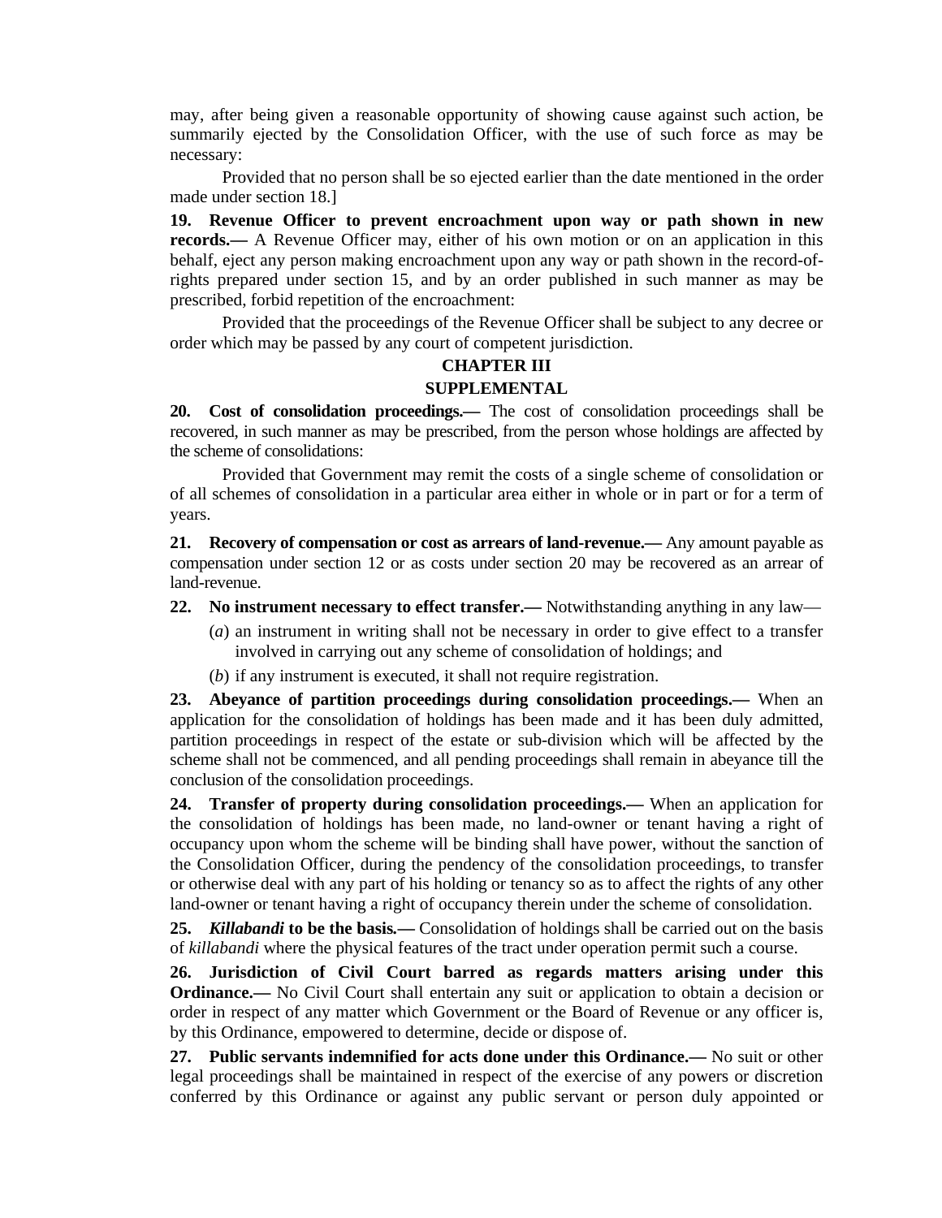may, after being given a reasonable opportunity of showing cause against such action, be summarily ejected by the Consolidation Officer, with the use of such force as may be necessary:

Provided that no person shall be so ejected earlier than the date mentioned in the order made under section 18.]

**19. Revenue Officer to prevent encroachment upon way or path shown in new records.—** A Revenue Officer may, either of his own motion or on an application in this behalf, eject any person making encroachment upon any way or path shown in the record-of-rights prepared under section 15, and by an order published in such manner as may be prescribed, forbid repetition of the encroachment:

Provided that the proceedings of the Revenue Officer shall be subject to any decree or order which may be passed by any court of competent jurisdiction.

## CHAPTER III

## SUPPLEMENTAL

**20. Cost of consolidation proceedings.—** The cost of consolidation proceedings shall be recovered, in such manner as may be prescribed, from the person whose holdings are affected by the scheme of consolidations:

Provided that Government may remit the costs of a single scheme of consolidation or of all schemes of consolidation in a particular area either in whole or in part or for a term of years.

**21. Recovery of compensation or cost as arrears of land-revenue.—** Any amount payable as compensation under section 12 or as costs under section 20 may be recovered as an arrear of land-revenue.

**22. No instrument necessary to effect transfer.—** Notwithstanding anything in any law—

(*a*) an instrument in writing shall not be necessary in order to give effect to a transfer involved in carrying out any scheme of consolidation of holdings; and

(*b*) if any instrument is executed, it shall not require registration.

**23. Abeyance of partition proceedings during consolidation proceedings.—** When an application for the consolidation of holdings has been made and it has been duly admitted, partition proceedings in respect of the estate or sub-division which will be affected by the scheme shall not be commenced, and all pending proceedings shall remain in abeyance till the conclusion of the consolidation proceedings.

**24. Transfer of property during consolidation proceedings.—** When an application for the consolidation of holdings has been made, no land-owner or tenant having a right of occupancy upon whom the scheme will be binding shall have power, without the sanction of the Consolidation Officer, during the pendency of the consolidation proceedings, to transfer or otherwise deal with any part of his holding or tenancy so as to affect the rights of any other land-owner or tenant having a right of occupancy therein under the scheme of consolidation.

**25. *Killabandi* to be the basis.—** Consolidation of holdings shall be carried out on the basis of *killabandi* where the physical features of the tract under operation permit such a course.

**26. Jurisdiction of Civil Court barred as regards matters arising under this Ordinance.—** No Civil Court shall entertain any suit or application to obtain a decision or order in respect of any matter which Government or the Board of Revenue or any officer is, by this Ordinance, empowered to determine, decide or dispose of.

**27. Public servants indemnified for acts done under this Ordinance.—** No suit or other legal proceedings shall be maintained in respect of the exercise of any powers or discretion conferred by this Ordinance or against any public servant or person duly appointed or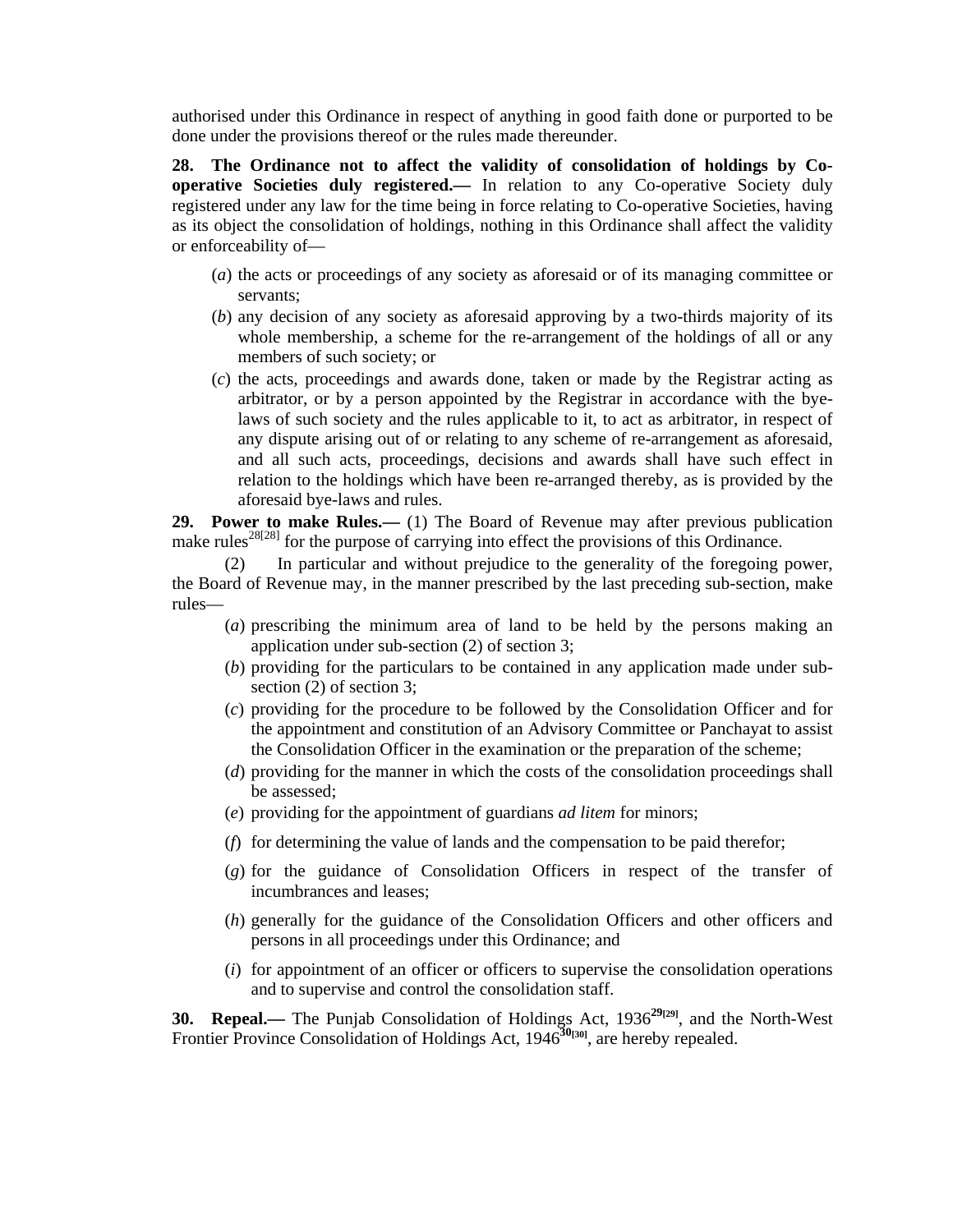authorised under this Ordinance in respect of anything in good faith done or purported to be done under the provisions thereof or the rules made thereunder.

**28. The Ordinance not to affect the validity of consolidation of holdings by Co-operative Societies duly registered.—** In relation to any Co-operative Society duly registered under any law for the time being in force relating to Co-operative Societies, having as its object the consolidation of holdings, nothing in this Ordinance shall affect the validity or enforceability of—

(*a*) the acts or proceedings of any society as aforesaid or of its managing committee or servants;

(*b*) any decision of any society as aforesaid approving by a two-thirds majority of its whole membership, a scheme for the re-arrangement of the holdings of all or any members of such society; or

(*c*) the acts, proceedings and awards done, taken or made by the Registrar acting as arbitrator, or by a person appointed by the Registrar in accordance with the bye-laws of such society and the rules applicable to it, to act as arbitrator, in respect of any dispute arising out of or relating to any scheme of re-arrangement as aforesaid, and all such acts, proceedings, decisions and awards shall have such effect in relation to the holdings which have been re-arranged thereby, as is provided by the aforesaid bye-laws and rules.

**29. Power to make Rules.—** (1) The Board of Revenue may after previous publication make rules[28][28] for the purpose of carrying into effect the provisions of this Ordinance.

(2) In particular and without prejudice to the generality of the foregoing power, the Board of Revenue may, in the manner prescribed by the last preceding sub-section, make rules—

(*a*) prescribing the minimum area of land to be held by the persons making an application under sub-section (2) of section 3;

(*b*) providing for the particulars to be contained in any application made under sub-section (2) of section 3;

(*c*) providing for the procedure to be followed by the Consolidation Officer and for the appointment and constitution of an Advisory Committee or Panchayat to assist the Consolidation Officer in the examination or the preparation of the scheme;

(*d*) providing for the manner in which the costs of the consolidation proceedings shall be assessed;

(*e*) providing for the appointment of guardians *ad litem* for minors;

(*f*) for determining the value of lands and the compensation to be paid therefor;

(*g*) for the guidance of Consolidation Officers in respect of the transfer of incumbrances and leases;

(*h*) generally for the guidance of the Consolidation Officers and other officers and persons in all proceedings under this Ordinance; and

(*i*) for appointment of an officer or officers to supervise the consolidation operations and to supervise and control the consolidation staff.

**30. Repeal.—** The Punjab Consolidation of Holdings Act, 1936[29][29], and the North-West Frontier Province Consolidation of Holdings Act, 1946[30][30], are hereby repealed.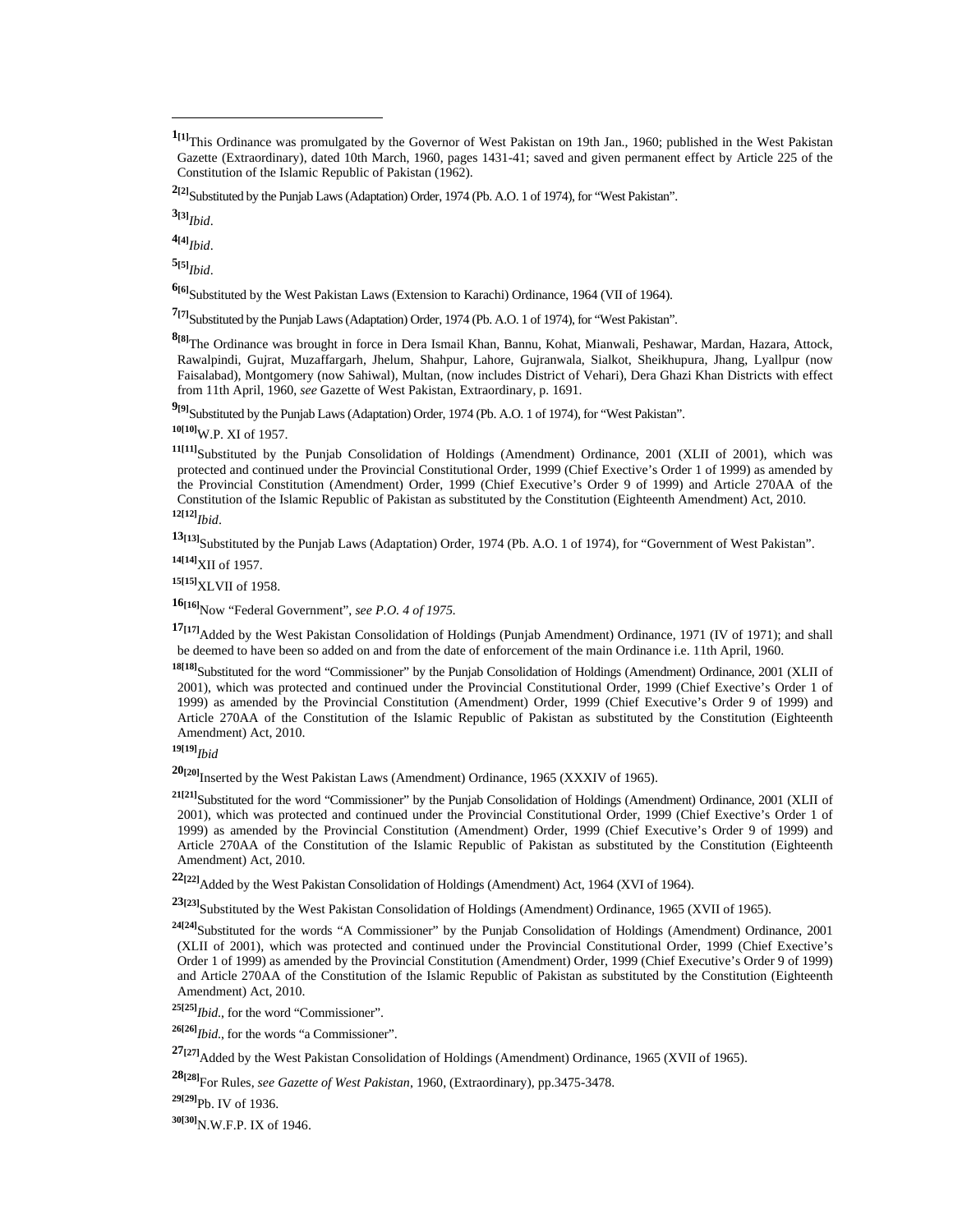---

[1][1]This Ordinance was promulgated by the Governor of West Pakistan on 19th Jan., 1960; published in the West Pakistan Gazette (Extraordinary), dated 10th March, 1960, pages 1431-41; saved and given permanent effect by Article 225 of the Constitution of the Islamic Republic of Pakistan (1962).

[2][2]Substituted by the Punjab Laws (Adaptation) Order, 1974 (Pb. A.O. 1 of 1974), for "West Pakistan".

[3][3]*Ibid*.

[4][4]*Ibid*.

[5][5]*Ibid*.

[6][6]Substituted by the West Pakistan Laws (Extension to Karachi) Ordinance, 1964 (VII of 1964).

[7][7]Substituted by the Punjab Laws (Adaptation) Order, 1974 (Pb. A.O. 1 of 1974), for "West Pakistan".

[8][8]The Ordinance was brought in force in Dera Ismail Khan, Bannu, Kohat, Mianwali, Peshawar, Mardan, Hazara, Attock, Rawalpindi, Gujrat, Muzaffargarh, Jhelum, Shahpur, Lahore, Gujranwala, Sialkot, Sheikhupura, Jhang, Lyallpur (now Faisalabad), Montgomery (now Sahiwal), Multan, (now includes District of Vehari), Dera Ghazi Khan Districts with effect from 11th April, 1960, *see* Gazette of West Pakistan, Extraordinary, p. 1691.

[9][9]Substituted by the Punjab Laws (Adaptation) Order, 1974 (Pb. A.O. 1 of 1974), for "West Pakistan".

[10][10]W.P. XI of 1957.

[11][11]Substituted by the Punjab Consolidation of Holdings (Amendment) Ordinance, 2001 (XLII of 2001), which was protected and continued under the Provincial Constitutional Order, 1999 (Chief Exective's Order 1 of 1999) as amended by the Provincial Constitution (Amendment) Order, 1999 (Chief Executive's Order 9 of 1999) and Article 270AA of the Constitution of the Islamic Republic of Pakistan as substituted by the Constitution (Eighteenth Amendment) Act, 2010.

[12][12]*Ibid*.

[13][13]Substituted by the Punjab Laws (Adaptation) Order, 1974 (Pb. A.O. 1 of 1974), for "Government of West Pakistan".

[14][14]XII of 1957.

[15][15]XLVII of 1958.

[16][16]Now "Federal Government", *see P.O. 4 of 1975.*

[17][17]Added by the West Pakistan Consolidation of Holdings (Punjab Amendment) Ordinance, 1971 (IV of 1971); and shall be deemed to have been so added on and from the date of enforcement of the main Ordinance i.e. 11th April, 1960.

[18][18]Substituted for the word "Commissioner" by the Punjab Consolidation of Holdings (Amendment) Ordinance, 2001 (XLII of 2001), which was protected and continued under the Provincial Constitutional Order, 1999 (Chief Exective's Order 1 of 1999) as amended by the Provincial Constitution (Amendment) Order, 1999 (Chief Executive's Order 9 of 1999) and Article 270AA of the Constitution of the Islamic Republic of Pakistan as substituted by the Constitution (Eighteenth Amendment) Act, 2010.

[19][19]*Ibid*

[20][20]Inserted by the West Pakistan Laws (Amendment) Ordinance, 1965 (XXXIV of 1965).

[21][21]Substituted for the word "Commissioner" by the Punjab Consolidation of Holdings (Amendment) Ordinance, 2001 (XLII of 2001), which was protected and continued under the Provincial Constitutional Order, 1999 (Chief Exective's Order 1 of 1999) as amended by the Provincial Constitution (Amendment) Order, 1999 (Chief Executive's Order 9 of 1999) and Article 270AA of the Constitution of the Islamic Republic of Pakistan as substituted by the Constitution (Eighteenth Amendment) Act, 2010.

[22][22]Added by the West Pakistan Consolidation of Holdings (Amendment) Act, 1964 (XVI of 1964).

[23][23]Substituted by the West Pakistan Consolidation of Holdings (Amendment) Ordinance, 1965 (XVII of 1965).

[24][24]Substituted for the words "A Commissioner" by the Punjab Consolidation of Holdings (Amendment) Ordinance, 2001 (XLII of 2001), which was protected and continued under the Provincial Constitutional Order, 1999 (Chief Exective's Order 1 of 1999) as amended by the Provincial Constitution (Amendment) Order, 1999 (Chief Executive's Order 9 of 1999) and Article 270AA of the Constitution of the Islamic Republic of Pakistan as substituted by the Constitution (Eighteenth Amendment) Act, 2010.

[25][25]*Ibid*., for the word "Commissioner".

[26][26]*Ibid*., for the words "a Commissioner".

[27][27]Added by the West Pakistan Consolidation of Holdings (Amendment) Ordinance, 1965 (XVII of 1965).

[28][28]For Rules, *see Gazette of West Pakistan*, 1960, (Extraordinary), pp.3475-3478.

[29][29]Pb. IV of 1936.

[30][30]N.W.F.P. IX of 1946.